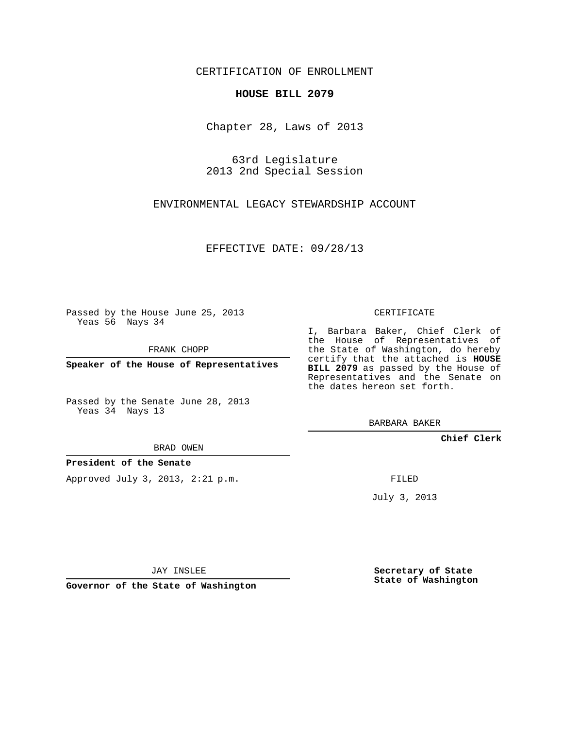CERTIFICATION OF ENROLLMENT

**HOUSE BILL 2079**

Chapter 28, Laws of 2013

63rd Legislature
2013 2nd Special Session

ENVIRONMENTAL LEGACY STEWARDSHIP ACCOUNT

EFFECTIVE DATE: 09/28/13

Passed by the House June 25, 2013
Yeas 56 Nays 34

FRANK CHOPP

**Speaker of the House of Representatives**

Passed by the Senate June 28, 2013
Yeas 34 Nays 13

BRAD OWEN

**President of the Senate**

Approved July 3, 2013, 2:21 p.m.

JAY INSLEE

**Governor of the State of Washington**

CERTIFICATE

I, Barbara Baker, Chief Clerk of the House of Representatives of the State of Washington, do hereby certify that the attached is **HOUSE BILL 2079** as passed by the House of Representatives and the Senate on the dates hereon set forth.

BARBARA BAKER

**Chief Clerk**

FILED

July 3, 2013

**Secretary of State**
**State of Washington**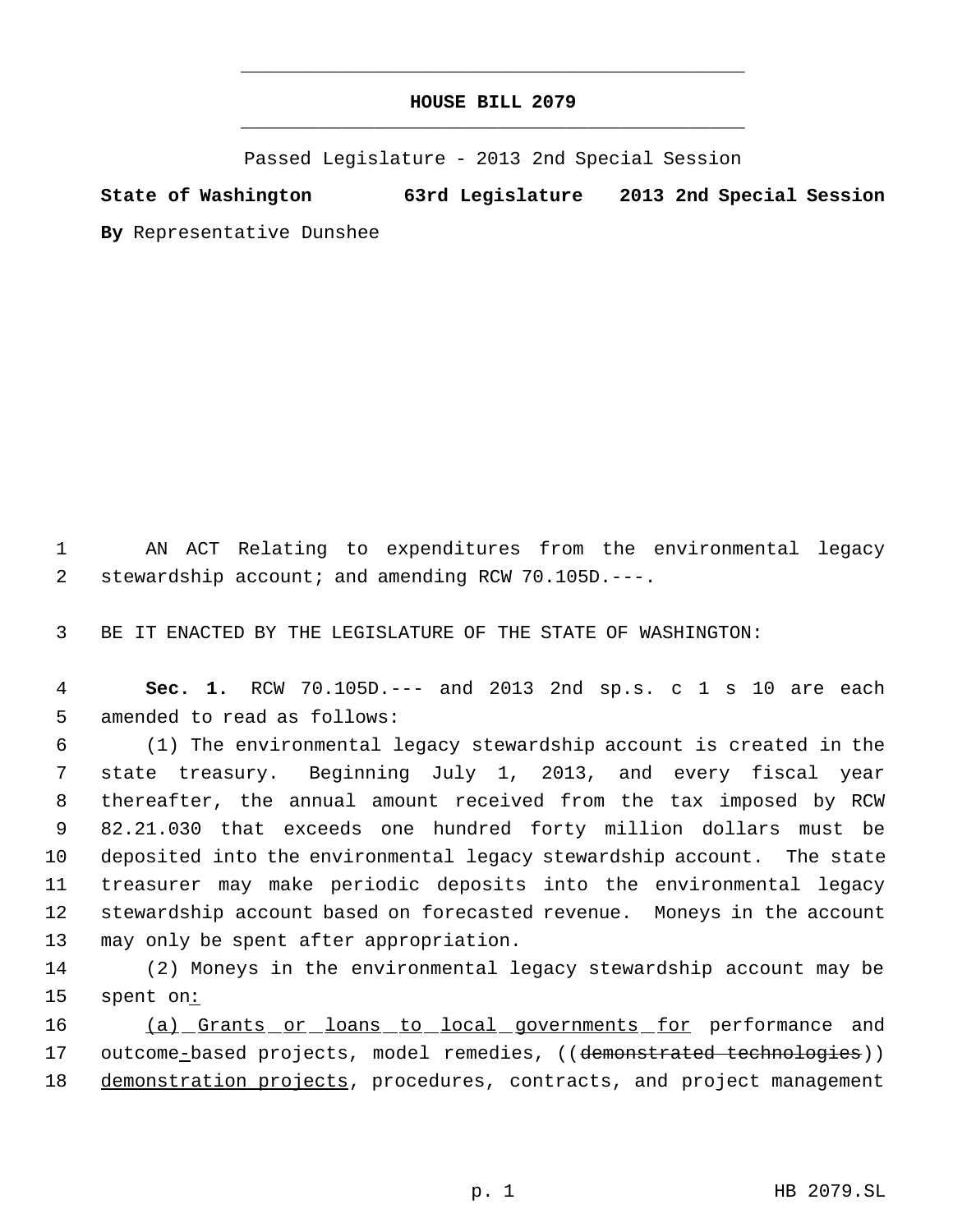HOUSE BILL 2079

Passed Legislature - 2013 2nd Special Session

**State of Washington 63rd Legislature 2013 2nd Special Session**

**By** Representative Dunshee

AN ACT Relating to expenditures from the environmental legacy stewardship account; and amending RCW 70.105D.---.

BE IT ENACTED BY THE LEGISLATURE OF THE STATE OF WASHINGTON:

**Sec. 1.** RCW 70.105D.--- and 2013 2nd sp.s. c 1 s 10 are each amended to read as follows:

(1) The environmental legacy stewardship account is created in the state treasury. Beginning July 1, 2013, and every fiscal year thereafter, the annual amount received from the tax imposed by RCW 82.21.030 that exceeds one hundred forty million dollars must be deposited into the environmental legacy stewardship account. The state treasurer may make periodic deposits into the environmental legacy stewardship account based on forecasted revenue. Moneys in the account may only be spent after appropriation.

(2) Moneys in the environmental legacy stewardship account may be spent on<u>:</u>

<u>(a) Grants or loans to local governments for</u> performance and outcome<u>-</u>based projects, model remedies, ((~~demonstrated technologies~~)) <u>demonstration projects</u>, procedures, contracts, and project management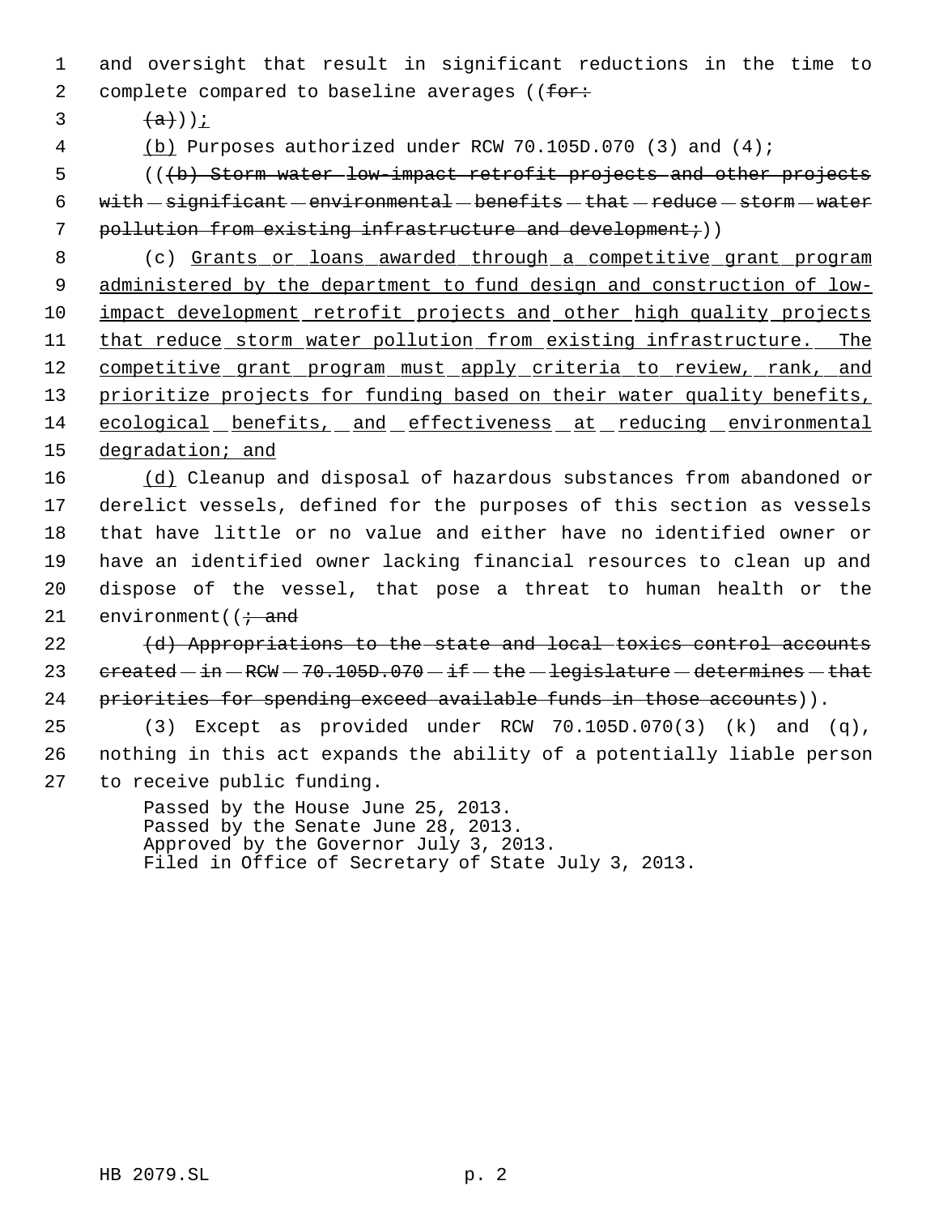and oversight that result in significant reductions in the time to complete compared to baseline averages ((~~for:~~

~~(a)~~));

(b) Purposes authorized under RCW 70.105D.070 (3) and (4);

((~~(b) Storm water low-impact retrofit projects and other projects with significant environmental benefits that reduce storm water pollution from existing infrastructure and development;~~))

(c) Grants or loans awarded through a competitive grant program administered by the department to fund design and construction of low-impact development retrofit projects and other high quality projects that reduce storm water pollution from existing infrastructure. The competitive grant program must apply criteria to review, rank, and prioritize projects for funding based on their water quality benefits, ecological benefits, and effectiveness at reducing environmental degradation; and

(d) Cleanup and disposal of hazardous substances from abandoned or derelict vessels, defined for the purposes of this section as vessels that have little or no value and either have no identified owner or have an identified owner lacking financial resources to clean up and dispose of the vessel, that pose a threat to human health or the environment((~~; and~~

~~(d) Appropriations to the state and local toxics control accounts created in RCW 70.105D.070 if the legislature determines that priorities for spending exceed available funds in those accounts~~)).

(3) Except as provided under RCW 70.105D.070(3) (k) and (q), nothing in this act expands the ability of a potentially liable person to receive public funding.

Passed by the House June 25, 2013.
Passed by the Senate June 28, 2013.
Approved by the Governor July 3, 2013.
Filed in Office of Secretary of State July 3, 2013.